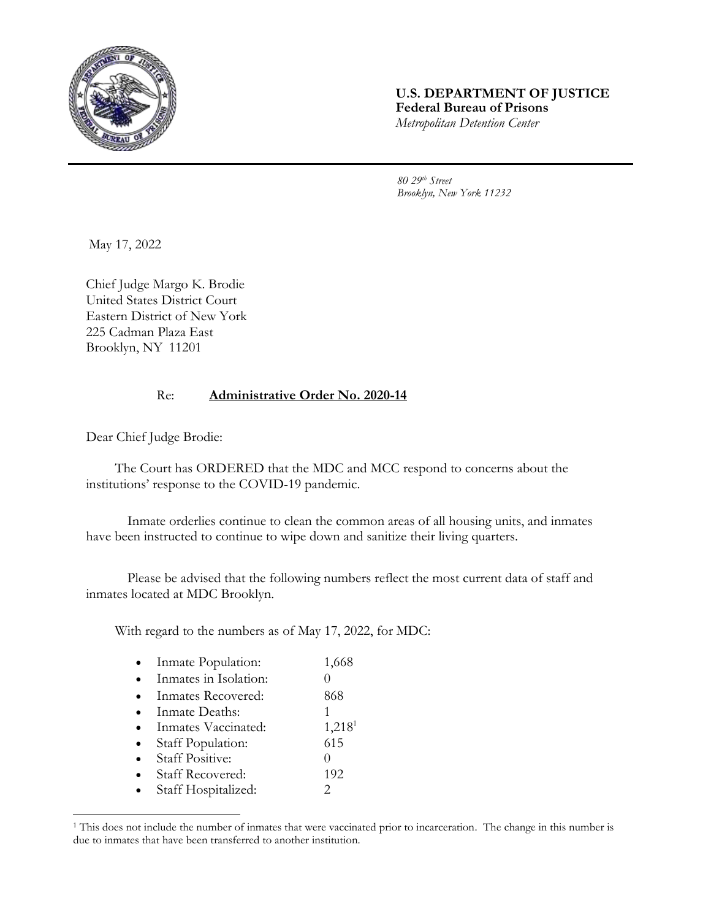**U.S. DEPARTMENT OF JUSTICE**
**Federal Bureau of Prisons**
*Metropolitan Detention Center*

*80 29th Street*
*Brooklyn, New York 11232*

May 17, 2022

Chief Judge Margo K. Brodie
United States District Court
Eastern District of New York
225 Cadman Plaza East
Brooklyn, NY 11201

Re: **Administrative Order No. 2020-14**

Dear Chief Judge Brodie:

The Court has ORDERED that the MDC and MCC respond to concerns about the institutions' response to the COVID-19 pandemic.

Inmate orderlies continue to clean the common areas of all housing units, and inmates have been instructed to continue to wipe down and sanitize their living quarters.

Please be advised that the following numbers reflect the most current data of staff and inmates located at MDC Brooklyn.

With regard to the numbers as of May 17, 2022, for MDC:

- Inmate Population: 1,668
- Inmates in Isolation: 0
- Inmates Recovered: 868
- Inmate Deaths: 1
- Inmates Vaccinated: 1,218[1]
- Staff Population: 615
- Staff Positive: 0
- Staff Recovered: 192
- Staff Hospitalized: 2

[1] This does not include the number of inmates that were vaccinated prior to incarceration. The change in this number is due to inmates that have been transferred to another institution.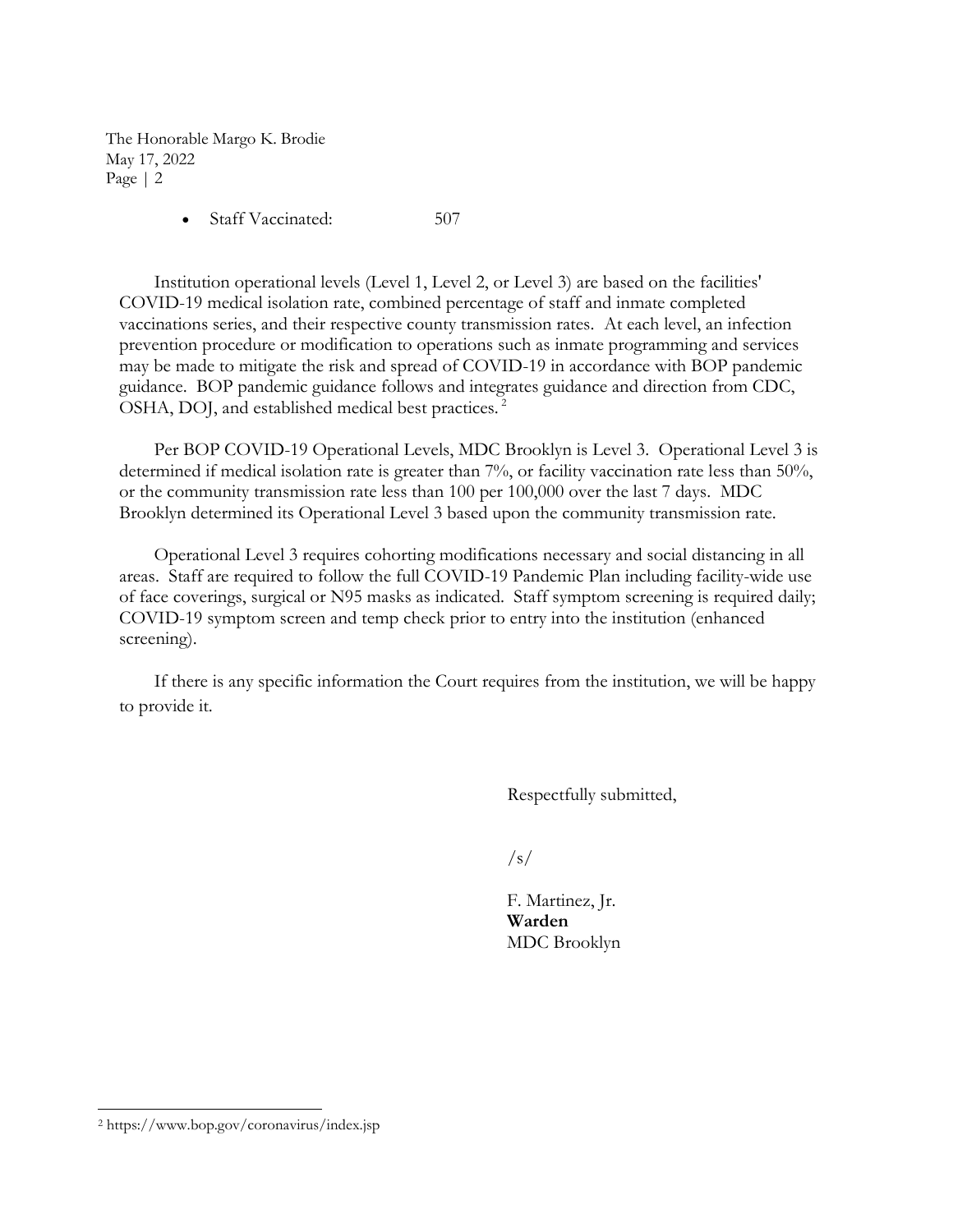- Staff Vaccinated: 507

Institution operational levels (Level 1, Level 2, or Level 3) are based on the facilities' COVID-19 medical isolation rate, combined percentage of staff and inmate completed vaccinations series, and their respective county transmission rates. At each level, an infection prevention procedure or modification to operations such as inmate programming and services may be made to mitigate the risk and spread of COVID-19 in accordance with BOP pandemic guidance. BOP pandemic guidance follows and integrates guidance and direction from CDC, OSHA, DOJ, and established medical best practices. [2]

Per BOP COVID-19 Operational Levels, MDC Brooklyn is Level 3. Operational Level 3 is determined if medical isolation rate is greater than 7%, or facility vaccination rate less than 50%, or the community transmission rate less than 100 per 100,000 over the last 7 days. MDC Brooklyn determined its Operational Level 3 based upon the community transmission rate.

Operational Level 3 requires cohorting modifications necessary and social distancing in all areas. Staff are required to follow the full COVID-19 Pandemic Plan including facility-wide use of face coverings, surgical or N95 masks as indicated. Staff symptom screening is required daily; COVID-19 symptom screen and temp check prior to entry into the institution (enhanced screening).

If there is any specific information the Court requires from the institution, we will be happy to provide it.

Respectfully submitted,

/s/

F. Martinez, Jr.
**Warden**
MDC Brooklyn

---

[2] https://www.bop.gov/coronavirus/index.jsp